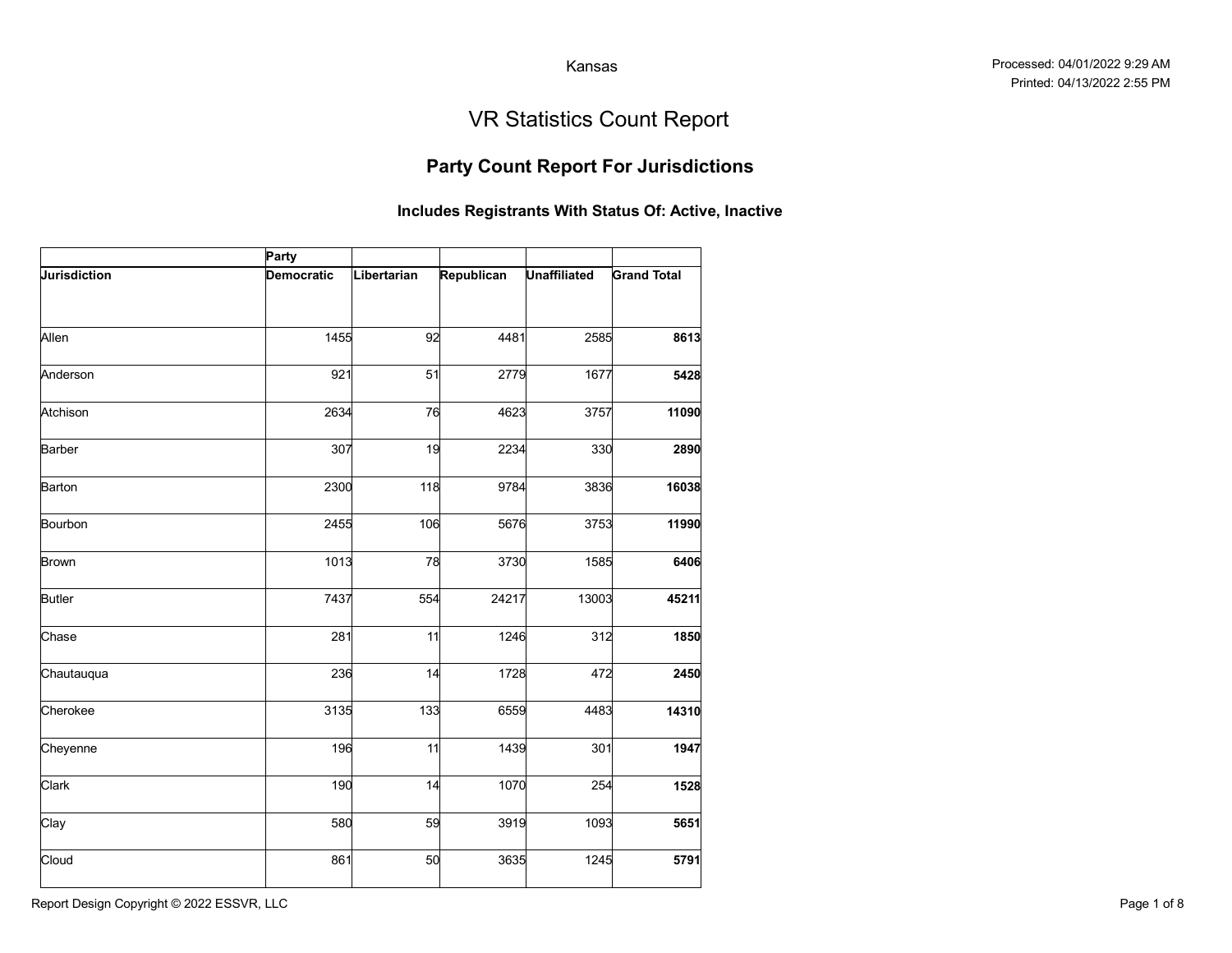Kansas

Processed: 04/01/2022 9:29 AM
Printed: 04/13/2022 2:55 PM

# VR Statistics Count Report

## Party Count Report For Jurisdictions

### Includes Registrants With Status Of: Active, Inactive

| | Party | | | | |
|---|---|---|---|---|---|
| **Jurisdiction** | **Democratic** | **Libertarian** | **Republican** | **Unaffiliated** | **Grand Total** |
| Allen | 1455 | 92 | 4481 | 2585 | **8613** |
| Anderson | 921 | 51 | 2779 | 1677 | **5428** |
| Atchison | 2634 | 76 | 4623 | 3757 | **11090** |
| Barber | 307 | 19 | 2234 | 330 | **2890** |
| Barton | 2300 | 118 | 9784 | 3836 | **16038** |
| Bourbon | 2455 | 106 | 5676 | 3753 | **11990** |
| Brown | 1013 | 78 | 3730 | 1585 | **6406** |
| Butler | 7437 | 554 | 24217 | 13003 | **45211** |
| Chase | 281 | 11 | 1246 | 312 | **1850** |
| Chautauqua | 236 | 14 | 1728 | 472 | **2450** |
| Cherokee | 3135 | 133 | 6559 | 4483 | **14310** |
| Cheyenne | 196 | 11 | 1439 | 301 | **1947** |
| Clark | 190 | 14 | 1070 | 254 | **1528** |
| Clay | 580 | 59 | 3919 | 1093 | **5651** |
| Cloud | 861 | 50 | 3635 | 1245 | **5791** |

Report Design Copyright © 2022 ESSVR, LLC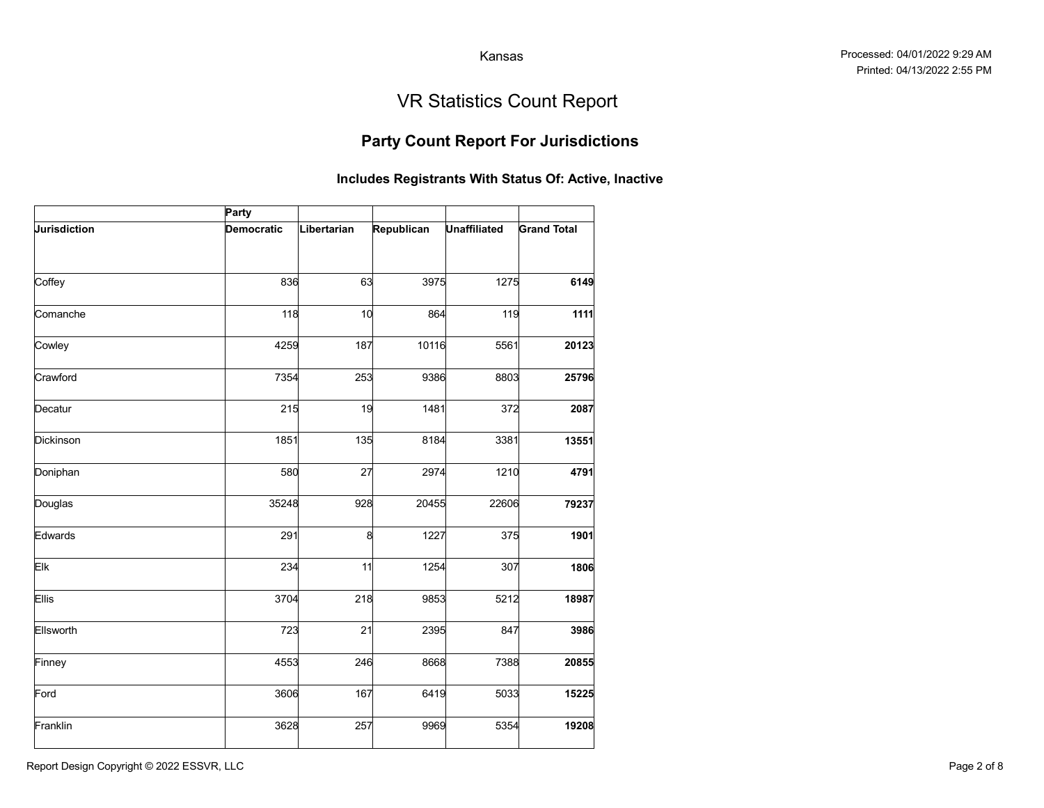Kansas

Processed: 04/01/2022 9:29 AM
Printed: 04/13/2022 2:55 PM

# VR Statistics Count Report

## Party Count Report For Jurisdictions

### Includes Registrants With Status Of: Active, Inactive

| | Party | | | | |
|---|---|---|---|---|---|
| **Jurisdiction** | **Democratic** | **Libertarian** | **Republican** | **Unaffiliated** | **Grand Total** |
| Coffey | 836 | 63 | 3975 | 1275 | **6149** |
| Comanche | 118 | 10 | 864 | 119 | **1111** |
| Cowley | 4259 | 187 | 10116 | 5561 | **20123** |
| Crawford | 7354 | 253 | 9386 | 8803 | **25796** |
| Decatur | 215 | 19 | 1481 | 372 | **2087** |
| Dickinson | 1851 | 135 | 8184 | 3381 | **13551** |
| Doniphan | 580 | 27 | 2974 | 1210 | **4791** |
| Douglas | 35248 | 928 | 20455 | 22606 | **79237** |
| Edwards | 291 | 8 | 1227 | 375 | **1901** |
| Elk | 234 | 11 | 1254 | 307 | **1806** |
| Ellis | 3704 | 218 | 9853 | 5212 | **18987** |
| Ellsworth | 723 | 21 | 2395 | 847 | **3986** |
| Finney | 4553 | 246 | 8668 | 7388 | **20855** |
| Ford | 3606 | 167 | 6419 | 5033 | **15225** |
| Franklin | 3628 | 257 | 9969 | 5354 | **19208** |

Report Design Copyright © 2022 ESSVR, LLC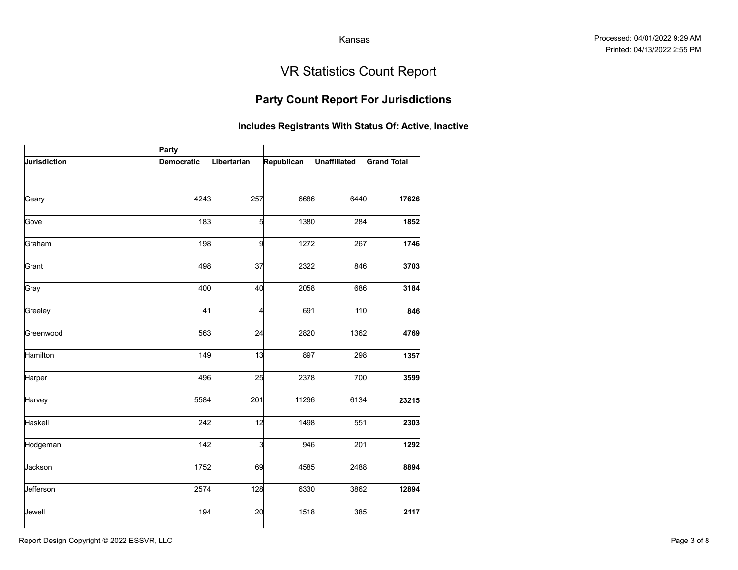Kansas

Processed: 04/01/2022 9:29 AM
Printed: 04/13/2022 2:55 PM

# VR Statistics Count Report

## Party Count Report For Jurisdictions

### Includes Registrants With Status Of: Active, Inactive

| | Party | | | | |
|---|---|---|---|---|---|
| **Jurisdiction** | **Democratic** | **Libertarian** | **Republican** | **Unaffiliated** | **Grand Total** |
| Geary | 4243 | 257 | 6686 | 6440 | **17626** |
| Gove | 183 | 5 | 1380 | 284 | **1852** |
| Graham | 198 | 9 | 1272 | 267 | **1746** |
| Grant | 498 | 37 | 2322 | 846 | **3703** |
| Gray | 400 | 40 | 2058 | 686 | **3184** |
| Greeley | 41 | 4 | 691 | 110 | **846** |
| Greenwood | 563 | 24 | 2820 | 1362 | **4769** |
| Hamilton | 149 | 13 | 897 | 298 | **1357** |
| Harper | 496 | 25 | 2378 | 700 | **3599** |
| Harvey | 5584 | 201 | 11296 | 6134 | **23215** |
| Haskell | 242 | 12 | 1498 | 551 | **2303** |
| Hodgeman | 142 | 3 | 946 | 201 | **1292** |
| Jackson | 1752 | 69 | 4585 | 2488 | **8894** |
| Jefferson | 2574 | 128 | 6330 | 3862 | **12894** |
| Jewell | 194 | 20 | 1518 | 385 | **2117** |

Report Design Copyright © 2022 ESSVR, LLC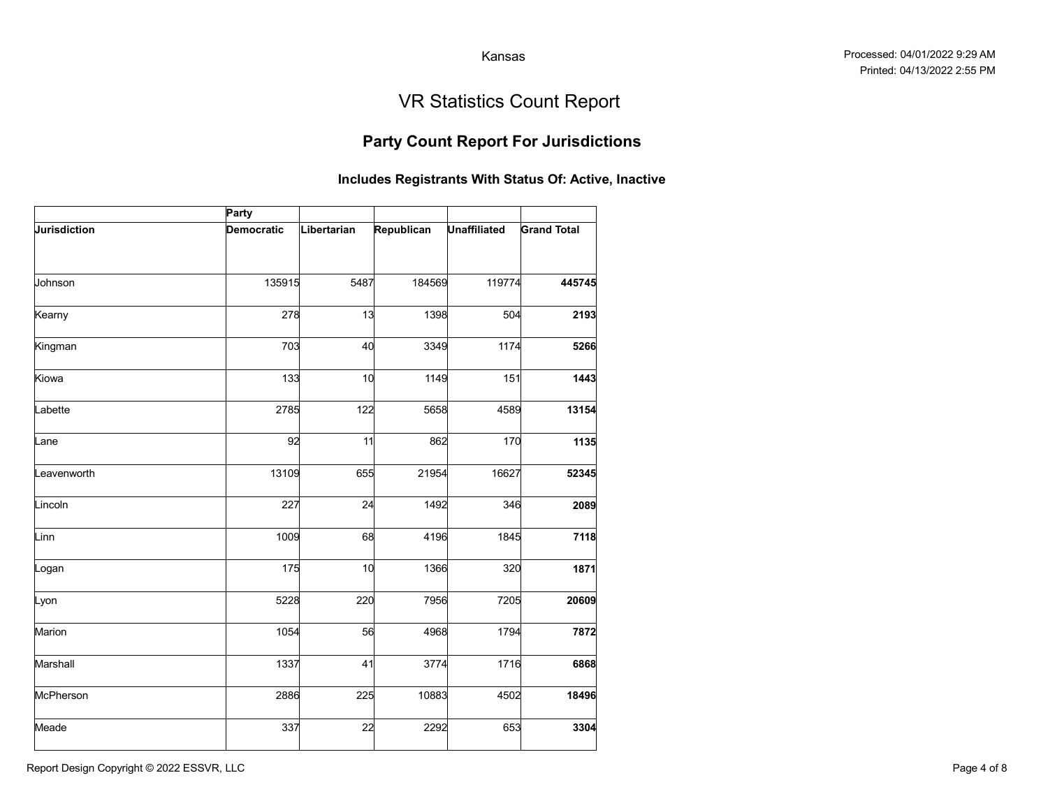Kansas

Processed: 04/01/2022 9:29 AM
Printed: 04/13/2022 2:55 PM

# VR Statistics Count Report

## Party Count Report For Jurisdictions

### Includes Registrants With Status Of: Active, Inactive

| | Party | | | | |
|---|---|---|---|---|---|
| **Jurisdiction** | **Democratic** | **Libertarian** | **Republican** | **Unaffiliated** | **Grand Total** |
| Johnson | 135915 | 5487 | 184569 | 119774 | **445745** |
| Kearny | 278 | 13 | 1398 | 504 | **2193** |
| Kingman | 703 | 40 | 3349 | 1174 | **5266** |
| Kiowa | 133 | 10 | 1149 | 151 | **1443** |
| Labette | 2785 | 122 | 5658 | 4589 | **13154** |
| Lane | 92 | 11 | 862 | 170 | **1135** |
| Leavenworth | 13109 | 655 | 21954 | 16627 | **52345** |
| Lincoln | 227 | 24 | 1492 | 346 | **2089** |
| Linn | 1009 | 68 | 4196 | 1845 | **7118** |
| Logan | 175 | 10 | 1366 | 320 | **1871** |
| Lyon | 5228 | 220 | 7956 | 7205 | **20609** |
| Marion | 1054 | 56 | 4968 | 1794 | **7872** |
| Marshall | 1337 | 41 | 3774 | 1716 | **6868** |
| McPherson | 2886 | 225 | 10883 | 4502 | **18496** |
| Meade | 337 | 22 | 2292 | 653 | **3304** |

Report Design Copyright © 2022 ESSVR, LLC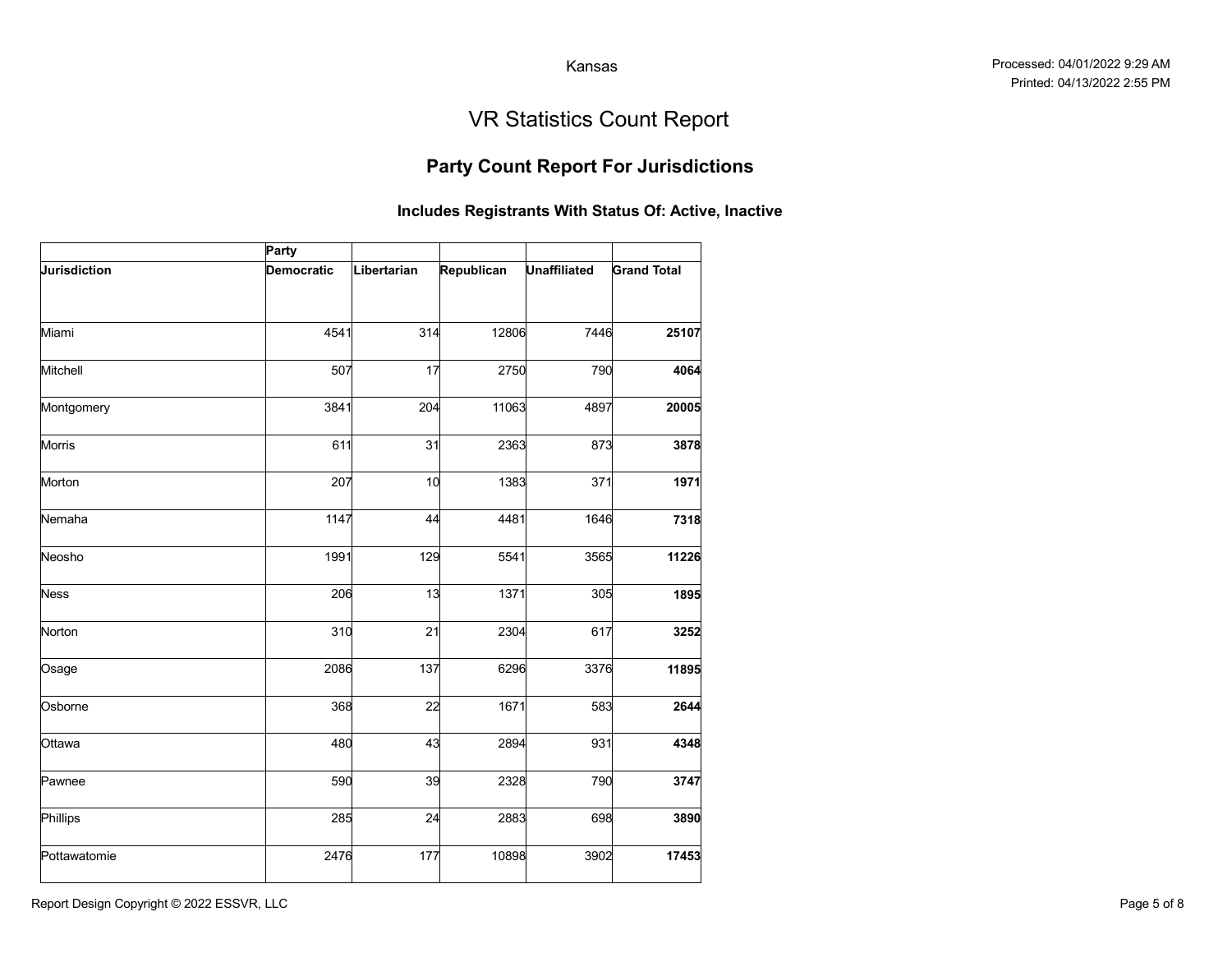Kansas

Processed: 04/01/2022 9:29 AM
Printed: 04/13/2022 2:55 PM

# VR Statistics Count Report

## Party Count Report For Jurisdictions

### Includes Registrants With Status Of: Active, Inactive

| | Party | | | | |
|---|---|---|---|---|---|
| **Jurisdiction** | **Democratic** | **Libertarian** | **Republican** | **Unaffiliated** | **Grand Total** |
| Miami | 4541 | 314 | 12806 | 7446 | **25107** |
| Mitchell | 507 | 17 | 2750 | 790 | **4064** |
| Montgomery | 3841 | 204 | 11063 | 4897 | **20005** |
| Morris | 611 | 31 | 2363 | 873 | **3878** |
| Morton | 207 | 10 | 1383 | 371 | **1971** |
| Nemaha | 1147 | 44 | 4481 | 1646 | **7318** |
| Neosho | 1991 | 129 | 5541 | 3565 | **11226** |
| Ness | 206 | 13 | 1371 | 305 | **1895** |
| Norton | 310 | 21 | 2304 | 617 | **3252** |
| Osage | 2086 | 137 | 6296 | 3376 | **11895** |
| Osborne | 368 | 22 | 1671 | 583 | **2644** |
| Ottawa | 480 | 43 | 2894 | 931 | **4348** |
| Pawnee | 590 | 39 | 2328 | 790 | **3747** |
| Phillips | 285 | 24 | 2883 | 698 | **3890** |
| Pottawatomie | 2476 | 177 | 10898 | 3902 | **17453** |

Report Design Copyright © 2022 ESSVR, LLC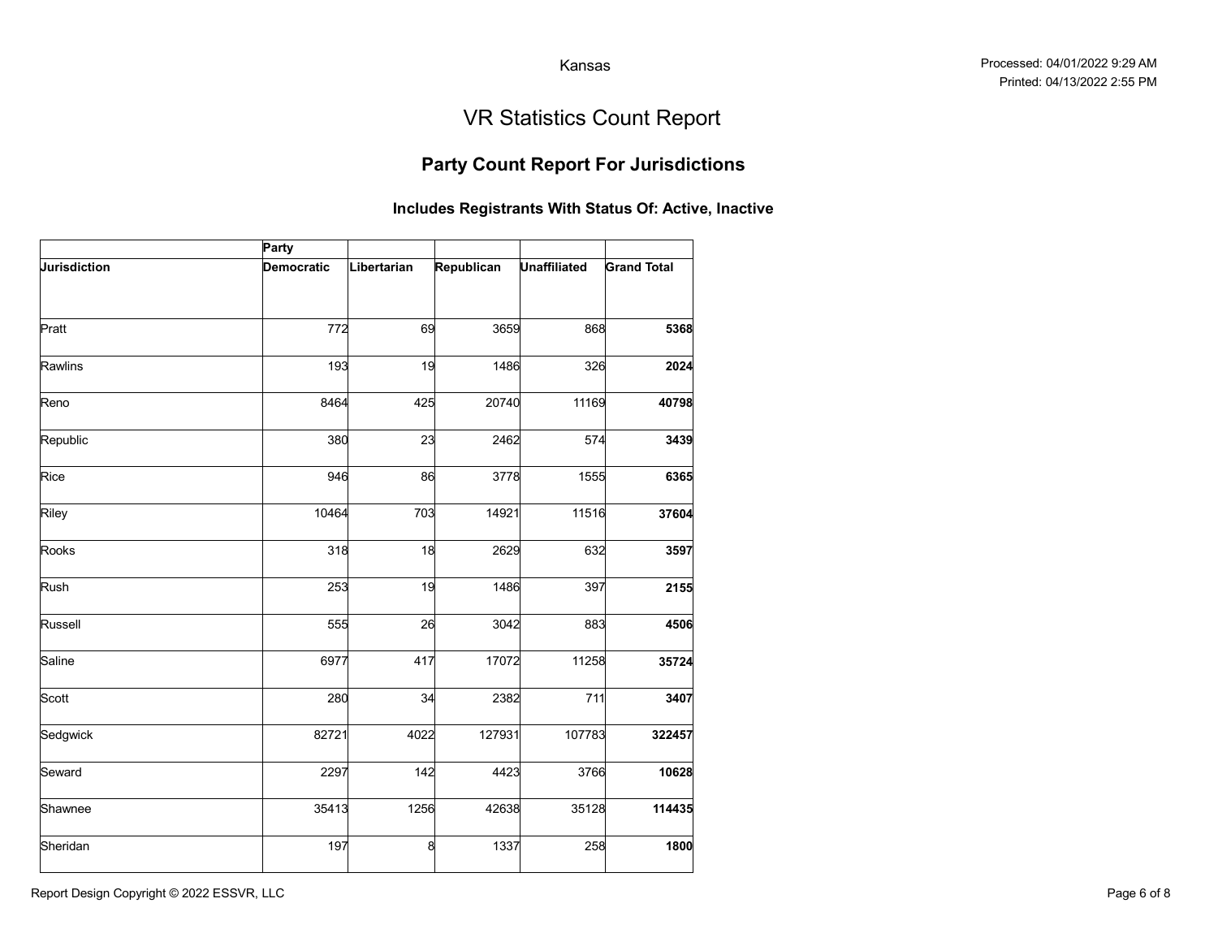Kansas

Processed: 04/01/2022 9:29 AM
Printed: 04/13/2022 2:55 PM

# VR Statistics Count Report

## Party Count Report For Jurisdictions

### Includes Registrants With Status Of: Active, Inactive

| | Party | | | | |
|---|---|---|---|---|---|
| **Jurisdiction** | **Democratic** | **Libertarian** | **Republican** | **Unaffiliated** | **Grand Total** |
| Pratt | 772 | 69 | 3659 | 868 | **5368** |
| Rawlins | 193 | 19 | 1486 | 326 | **2024** |
| Reno | 8464 | 425 | 20740 | 11169 | **40798** |
| Republic | 380 | 23 | 2462 | 574 | **3439** |
| Rice | 946 | 86 | 3778 | 1555 | **6365** |
| Riley | 10464 | 703 | 14921 | 11516 | **37604** |
| Rooks | 318 | 18 | 2629 | 632 | **3597** |
| Rush | 253 | 19 | 1486 | 397 | **2155** |
| Russell | 555 | 26 | 3042 | 883 | **4506** |
| Saline | 6977 | 417 | 17072 | 11258 | **35724** |
| Scott | 280 | 34 | 2382 | 711 | **3407** |
| Sedgwick | 82721 | 4022 | 127931 | 107783 | **322457** |
| Seward | 2297 | 142 | 4423 | 3766 | **10628** |
| Shawnee | 35413 | 1256 | 42638 | 35128 | **114435** |
| Sheridan | 197 | 8 | 1337 | 258 | **1800** |

Report Design Copyright © 2022 ESSVR, LLC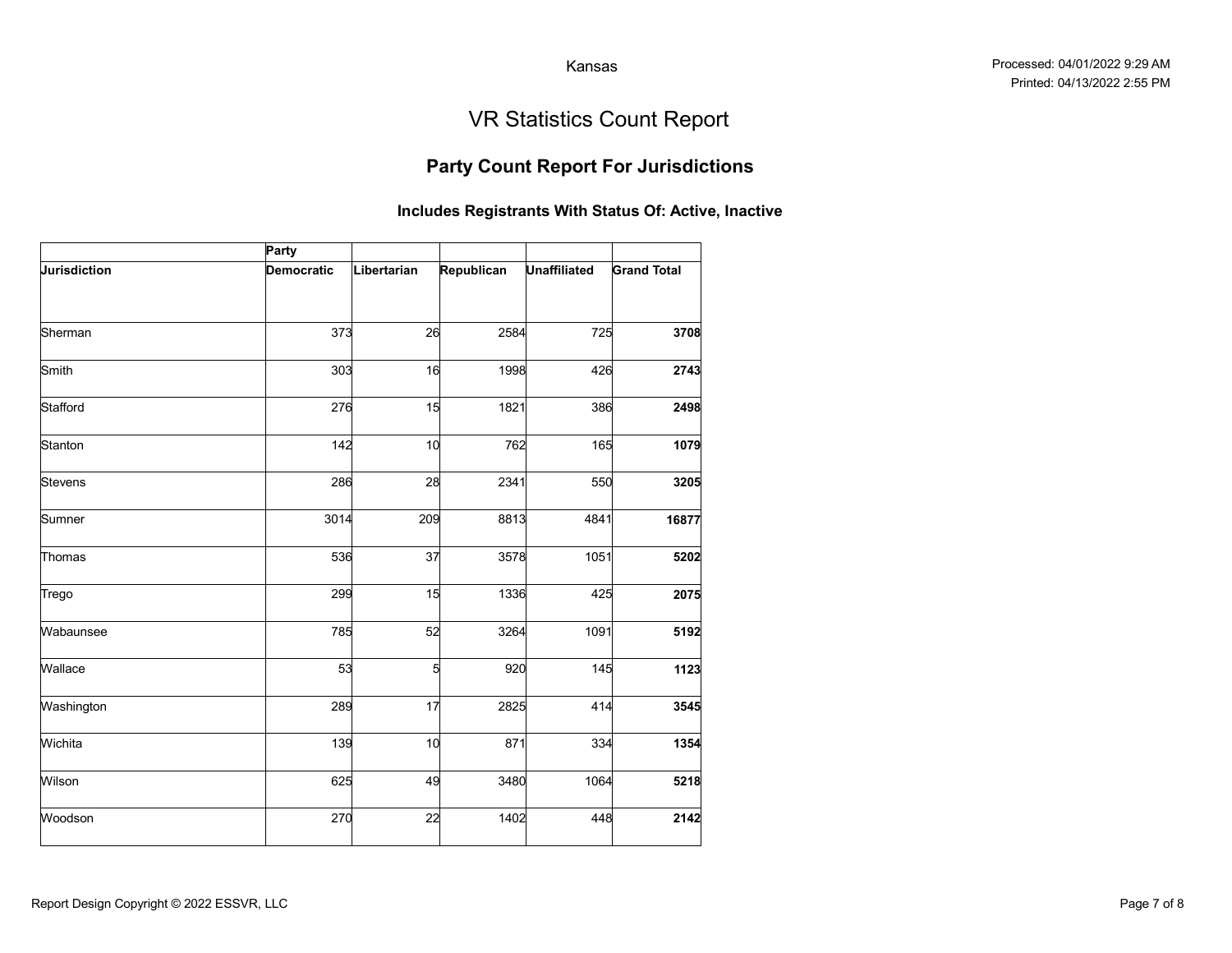Kansas

Processed: 04/01/2022 9:29 AM
Printed: 04/13/2022 2:55 PM

# VR Statistics Count Report

## Party Count Report For Jurisdictions

### Includes Registrants With Status Of: Active, Inactive

| | Party | | | | |
|---|---|---|---|---|---|
| **Jurisdiction** | **Democratic** | **Libertarian** | **Republican** | **Unaffiliated** | **Grand Total** |
| Sherman | 373 | 26 | 2584 | 725 | **3708** |
| Smith | 303 | 16 | 1998 | 426 | **2743** |
| Stafford | 276 | 15 | 1821 | 386 | **2498** |
| Stanton | 142 | 10 | 762 | 165 | **1079** |
| Stevens | 286 | 28 | 2341 | 550 | **3205** |
| Sumner | 3014 | 209 | 8813 | 4841 | **16877** |
| Thomas | 536 | 37 | 3578 | 1051 | **5202** |
| Trego | 299 | 15 | 1336 | 425 | **2075** |
| Wabaunsee | 785 | 52 | 3264 | 1091 | **5192** |
| Wallace | 53 | 5 | 920 | 145 | **1123** |
| Washington | 289 | 17 | 2825 | 414 | **3545** |
| Wichita | 139 | 10 | 871 | 334 | **1354** |
| Wilson | 625 | 49 | 3480 | 1064 | **5218** |
| Woodson | 270 | 22 | 1402 | 448 | **2142** |

Report Design Copyright © 2022 ESSVR, LLC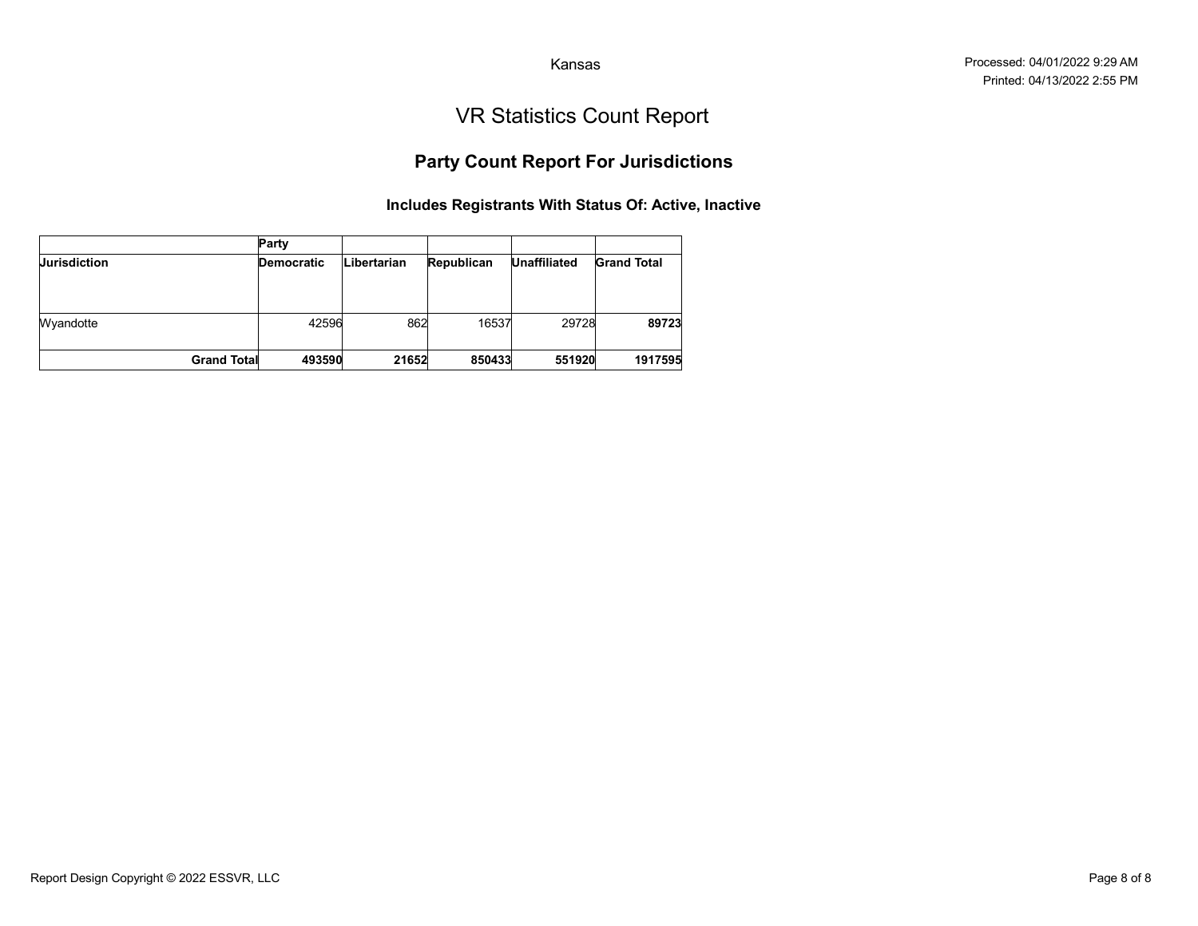Kansas

Processed: 04/01/2022 9:29 AM
Printed: 04/13/2022 2:55 PM

# VR Statistics Count Report

## Party Count Report For Jurisdictions

### Includes Registrants With Status Of: Active, Inactive

| | Party | | | | |
|---|---|---|---|---|---|
| **Jurisdiction** | **Democratic** | **Libertarian** | **Republican** | **Unaffiliated** | **Grand Total** |
| Wyandotte | 42596 | 862 | 16537 | 29728 | **89723** |
| **Grand Total** | **493590** | **21652** | **850433** | **551920** | **1917595** |

Report Design Copyright © 2022 ESSVR, LLC